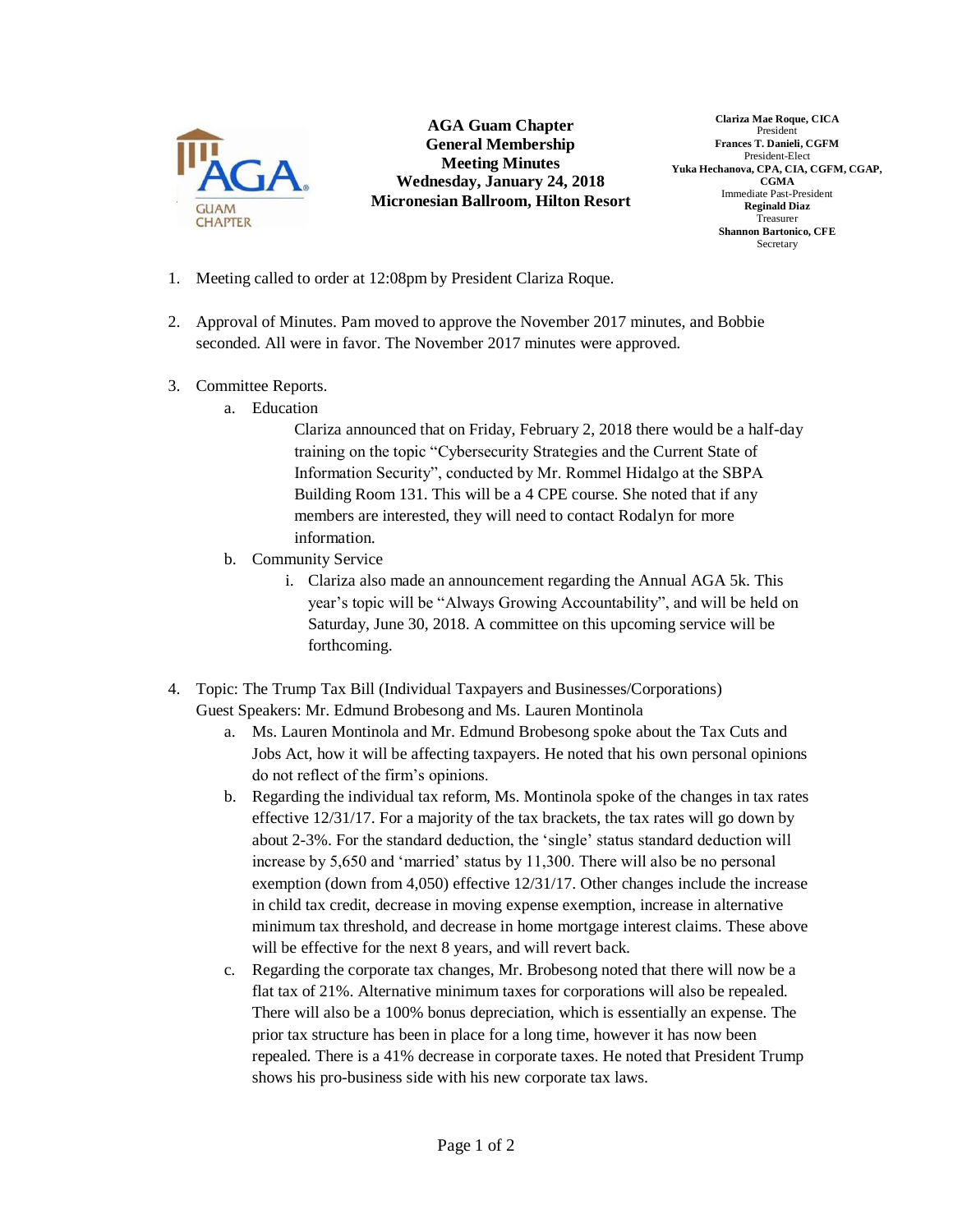**AGA Guam Chapter**
**General Membership**
**Meeting Minutes**
**Wednesday, January 24, 2018**
**Micronesian Ballroom, Hilton Resort**

**Clariza Mae Roque, CICA**
President
**Frances T. Danieli, CGFM**
President-Elect
**Yuka Hechanova, CPA, CIA, CGFM, CGAP, CGMA**
Immediate Past-President
**Reginald Diaz**
Treasurer
**Shannon Bartonico, CFE**
Secretary

1. Meeting called to order at 12:08pm by President Clariza Roque.

2. Approval of Minutes. Pam moved to approve the November 2017 minutes, and Bobbie seconded. All were in favor. The November 2017 minutes were approved.

3. Committee Reports.
   a. Education

      Clariza announced that on Friday, February 2, 2018 there would be a half-day training on the topic "Cybersecurity Strategies and the Current State of Information Security", conducted by Mr. Rommel Hidalgo at the SBPA Building Room 131. This will be a 4 CPE course. She noted that if any members are interested, they will need to contact Rodalyn for more information.

   b. Community Service
      i. Clariza also made an announcement regarding the Annual AGA 5k. This year's topic will be "Always Growing Accountability", and will be held on Saturday, June 30, 2018. A committee on this upcoming service will be forthcoming.

4. Topic: The Trump Tax Bill (Individual Taxpayers and Businesses/Corporations)
   Guest Speakers: Mr. Edmund Brobesong and Ms. Lauren Montinola
   a. Ms. Lauren Montinola and Mr. Edmund Brobesong spoke about the Tax Cuts and Jobs Act, how it will be affecting taxpayers. He noted that his own personal opinions do not reflect of the firm's opinions.
   b. Regarding the individual tax reform, Ms. Montinola spoke of the changes in tax rates effective 12/31/17. For a majority of the tax brackets, the tax rates will go down by about 2-3%. For the standard deduction, the 'single' status standard deduction will increase by 5,650 and 'married' status by 11,300. There will also be no personal exemption (down from 4,050) effective 12/31/17. Other changes include the increase in child tax credit, decrease in moving expense exemption, increase in alternative minimum tax threshold, and decrease in home mortgage interest claims. These above will be effective for the next 8 years, and will revert back.
   c. Regarding the corporate tax changes, Mr. Brobesong noted that there will now be a flat tax of 21%. Alternative minimum taxes for corporations will also be repealed. There will also be a 100% bonus depreciation, which is essentially an expense. The prior tax structure has been in place for a long time, however it has now been repealed. There is a 41% decrease in corporate taxes. He noted that President Trump shows his pro-business side with his new corporate tax laws.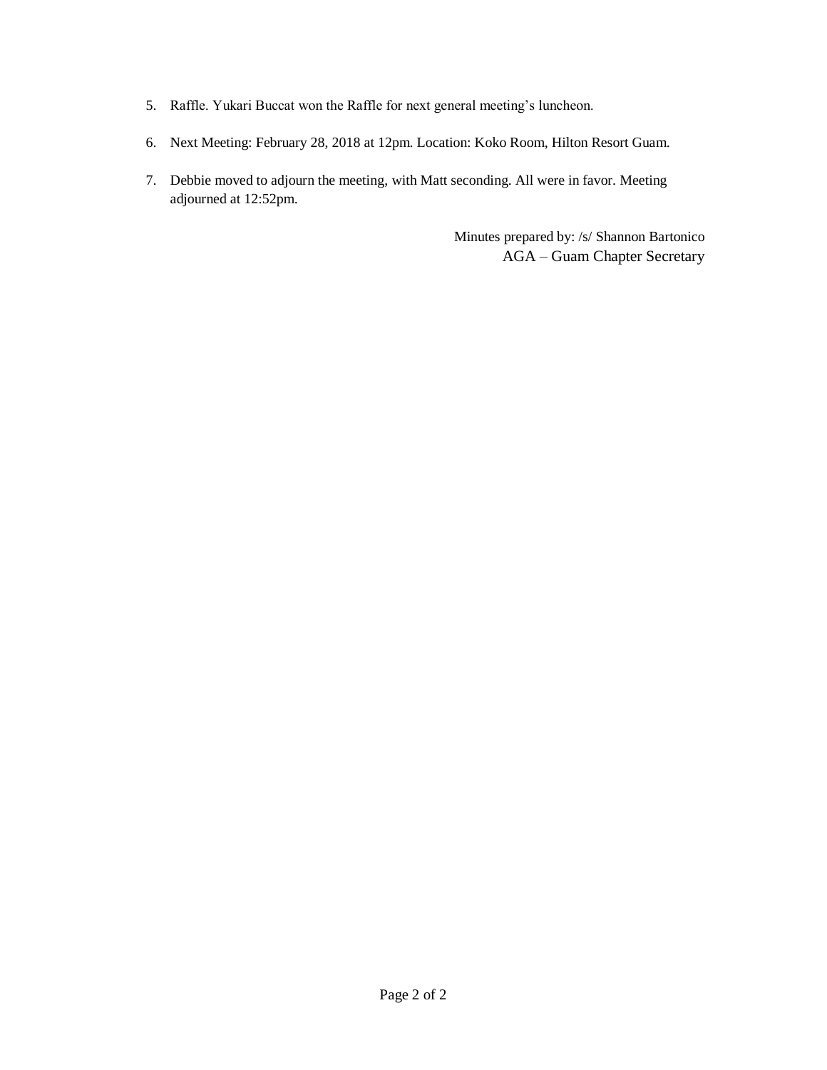5. Raffle. Yukari Buccat won the Raffle for next general meeting's luncheon.

6. Next Meeting: February 28, 2018 at 12pm. Location: Koko Room, Hilton Resort Guam.

7. Debbie moved to adjourn the meeting, with Matt seconding. All were in favor. Meeting adjourned at 12:52pm.

Minutes prepared by: /s/ Shannon Bartonico
AGA – Guam Chapter Secretary